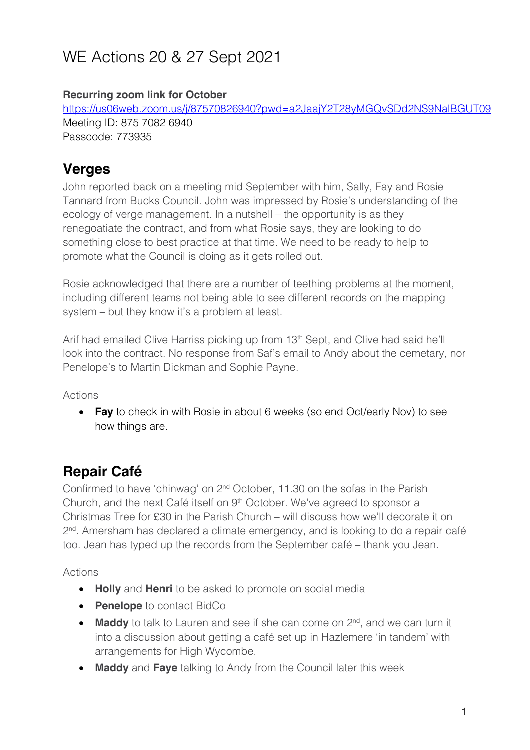# WE Actions 20 & 27 Sept 2021

**Recurring zoom link for October**
https://us06web.zoom.us/j/87570826940?pwd=a2JaajY2T28yMGQvSDd2NS9NalBGUT09
Meeting ID: 875 7082 6940
Passcode: 773935

## Verges

John reported back on a meeting mid September with him, Sally, Fay and Rosie Tannard from Bucks Council. John was impressed by Rosie's understanding of the ecology of verge management. In a nutshell – the opportunity is as they renegoatiate the contract, and from what Rosie says, they are looking to do something close to best practice at that time. We need to be ready to help to promote what the Council is doing as it gets rolled out.

Rosie acknowledged that there are a number of teething problems at the moment, including different teams not being able to see different records on the mapping system – but they know it's a problem at least.

Arif had emailed Clive Harriss picking up from 13th Sept, and Clive had said he'll look into the contract. No response from Saf's email to Andy about the cemetary, nor Penelope's to Martin Dickman and Sophie Payne.

Actions

- **Fay** to check in with Rosie in about 6 weeks (so end Oct/early Nov) to see how things are.

## Repair Café

Confirmed to have 'chinwag' on 2nd October, 11.30 on the sofas in the Parish Church, and the next Café itself on 9th October. We've agreed to sponsor a Christmas Tree for £30 in the Parish Church – will discuss how we'll decorate it on 2nd. Amersham has declared a climate emergency, and is looking to do a repair café too. Jean has typed up the records from the September café – thank you Jean.

Actions

- **Holly** and **Henri** to be asked to promote on social media
- **Penelope** to contact BidCo
- **Maddy** to talk to Lauren and see if she can come on 2nd, and we can turn it into a discussion about getting a café set up in Hazlemere 'in tandem' with arrangements for High Wycombe.
- **Maddy** and **Faye** talking to Andy from the Council later this week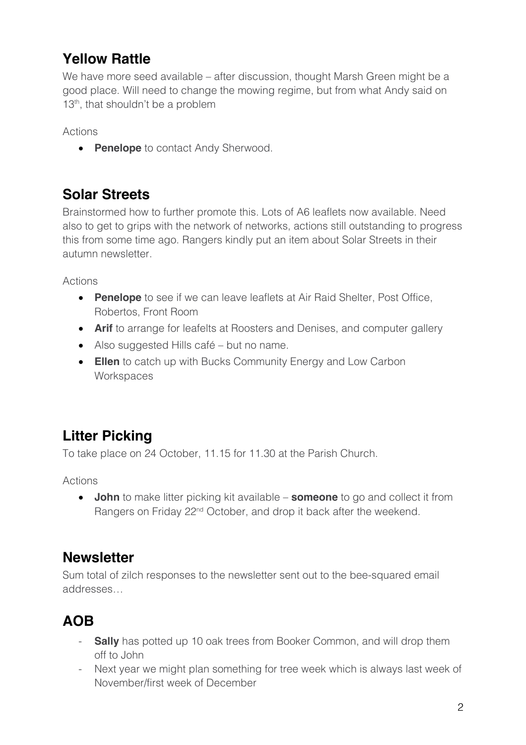## Yellow Rattle

We have more seed available – after discussion, thought Marsh Green might be a good place. Will need to change the mowing regime, but from what Andy said on 13th, that shouldn't be a problem

Actions

- **Penelope** to contact Andy Sherwood.

## Solar Streets

Brainstormed how to further promote this. Lots of A6 leaflets now available. Need also to get to grips with the network of networks, actions still outstanding to progress this from some time ago. Rangers kindly put an item about Solar Streets in their autumn newsletter.

Actions

- **Penelope** to see if we can leave leaflets at Air Raid Shelter, Post Office, Robertos, Front Room
- **Arif** to arrange for leafelts at Roosters and Denises, and computer gallery
- Also suggested Hills café – but no name.
- **Ellen** to catch up with Bucks Community Energy and Low Carbon Workspaces

## Litter Picking

To take place on 24 October, 11.15 for 11.30 at the Parish Church.

Actions

- **John** to make litter picking kit available – **someone** to go and collect it from Rangers on Friday 22nd October, and drop it back after the weekend.

## Newsletter

Sum total of zilch responses to the newsletter sent out to the bee-squared email addresses…

## AOB

- **Sally** has potted up 10 oak trees from Booker Common, and will drop them off to John
- Next year we might plan something for tree week which is always last week of November/first week of December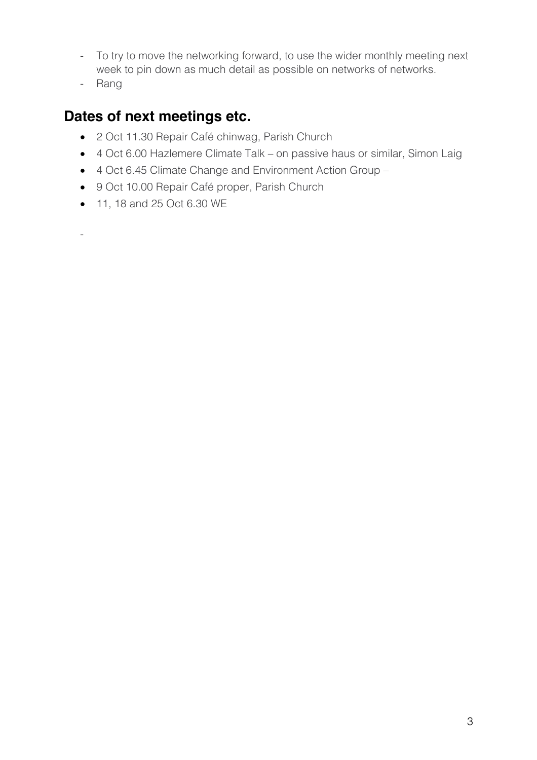- To try to move the networking forward, to use the wider monthly meeting next week to pin down as much detail as possible on networks of networks.
- Rang

## Dates of next meetings etc.

- 2 Oct 11.30 Repair Café chinwag, Parish Church
- 4 Oct 6.00 Hazlemere Climate Talk – on passive haus or similar, Simon Laig
- 4 Oct 6.45 Climate Change and Environment Action Group –
- 9 Oct 10.00 Repair Café proper, Parish Church
- 11, 18 and 25 Oct 6.30 WE

-